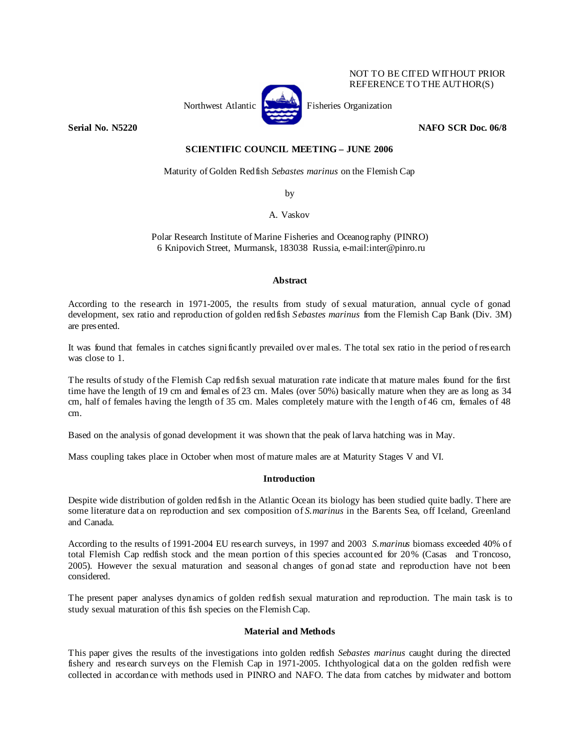NOT TO BE CITED WITHOUT PRIOR REFERENCE TO THE AUTHOR(S)

Northwest Atlantic Fisheries Organization

**Serial No. N5220** **NAFO SCR Doc. 06/8**

**SCIENTIFIC COUNCIL MEETING – JUNE 2006**

Maturity of Golden Redfish *Sebastes marinus* on the Flemish Cap

by

A. Vaskov

Polar Research Institute of Marine Fisheries and Oceanography (PINRO)
6 Knipovich Street, Murmansk, 183038 Russia, e-mail:inter@pinro.ru

## Abstract

According to the research in 1971-2005, the results from study of sexual maturation, annual cycle of gonad development, sex ratio and reproduction of golden redfish *Sebastes marinus* from the Flemish Cap Bank (Div. 3M) are presented.

It was found that females in catches significantly prevailed over males. The total sex ratio in the period of research was close to 1.

The results of study of the Flemish Cap redfish sexual maturation rate indicate that mature males found for the first time have the length of 19 cm and females of 23 cm. Males (over 50%) basically mature when they are as long as 34 cm, half of females having the length of 35 cm. Males completely mature with the length of 46 cm, females of 48 cm.

Based on the analysis of gonad development it was shown that the peak of larva hatching was in May.

Mass coupling takes place in October when most of mature males are at Maturity Stages V and VI.

## Introduction

Despite wide distribution of golden redfish in the Atlantic Ocean its biology has been studied quite badly. There are some literature data on reproduction and sex composition of *S.marinus* in the Barents Sea, off Iceland, Greenland and Canada.

According to the results of 1991-2004 EU research surveys, in 1997 and 2003 *S.marinus* biomass exceeded 40% of total Flemish Cap redfish stock and the mean portion of this species accounted for 20% (Casas and Troncoso, 2005). However the sexual maturation and seasonal changes of gonad state and reproduction have not been considered.

The present paper analyses dynamics of golden redfish sexual maturation and reproduction. The main task is to study sexual maturation of this fish species on the Flemish Cap.

## Material and Methods

This paper gives the results of the investigations into golden redfish *Sebastes marinus* caught during the directed fishery and research surveys on the Flemish Cap in 1971-2005. Ichthyological data on the golden redfish were collected in accordance with methods used in PINRO and NAFO. The data from catches by midwater and bottom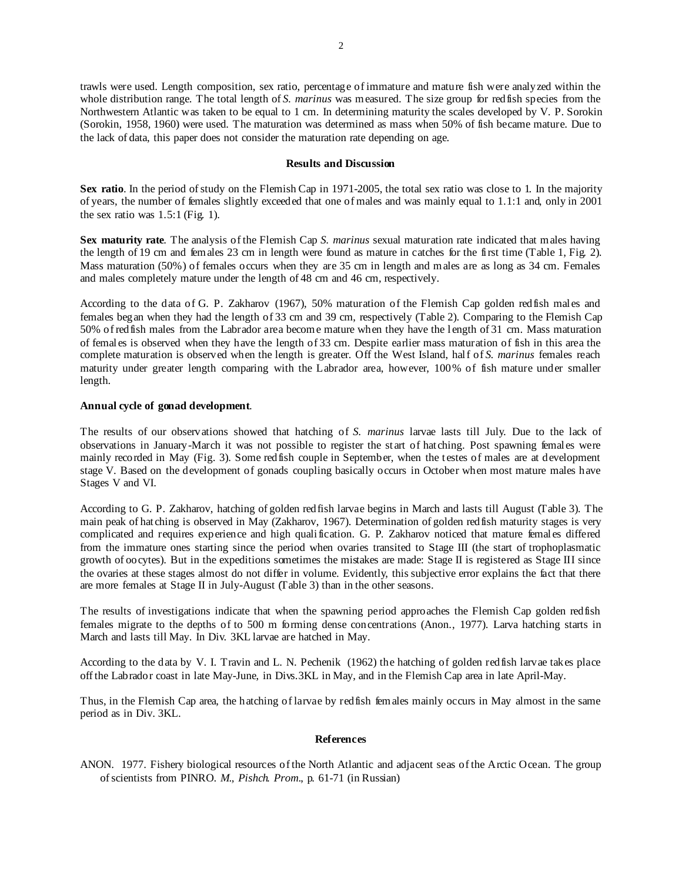trawls were used. Length composition, sex ratio, percentage of immature and mature fish were analyzed within the whole distribution range. The total length of *S. marinus* was measured. The size group for redfish species from the Northwestern Atlantic was taken to be equal to 1 cm. In determining maturity the scales developed by V. P. Sorokin (Sorokin, 1958, 1960) were used. The maturation was determined as mass when 50% of fish became mature. Due to the lack of data, this paper does not consider the maturation rate depending on age.

## Results and Discussion

**Sex ratio**. In the period of study on the Flemish Cap in 1971-2005, the total sex ratio was close to 1. In the majority of years, the number of females slightly exceeded that one of males and was mainly equal to 1.1:1 and, only in 2001 the sex ratio was 1.5:1 (Fig. 1).

**Sex maturity rate**. The analysis of the Flemish Cap *S. marinus* sexual maturation rate indicated that males having the length of 19 cm and females 23 cm in length were found as mature in catches for the first time (Table 1, Fig. 2). Mass maturation (50%) of females occurs when they are 35 cm in length and males are as long as 34 cm. Females and males completely mature under the length of 48 cm and 46 cm, respectively.

According to the data of G. P. Zakharov (1967), 50% maturation of the Flemish Cap golden redfish males and females began when they had the length of 33 cm and 39 cm, respectively (Table 2). Comparing to the Flemish Cap 50% of redfish males from the Labrador area become mature when they have the length of 31 cm. Mass maturation of females is observed when they have the length of 33 cm. Despite earlier mass maturation of fish in this area the complete maturation is observed when the length is greater. Off the West Island, half of *S. marinus* females reach maturity under greater length comparing with the Labrador area, however, 100% of fish mature under smaller length.

**Annual cycle of gonad development**.

The results of our observations showed that hatching of *S. marinus* larvae lasts till July. Due to the lack of observations in January-March it was not possible to register the start of hatching. Post spawning females were mainly recorded in May (Fig. 3). Some redfish couple in September, when the testes of males are at development stage V. Based on the development of gonads coupling basically occurs in October when most mature males have Stages V and VI.

According to G. P. Zakharov, hatching of golden redfish larvae begins in March and lasts till August (Table 3). The main peak of hatching is observed in May (Zakharov, 1967). Determination of golden redfish maturity stages is very complicated and requires experience and high qualification. G. P. Zakharov noticed that mature females differed from the immature ones starting since the period when ovaries transited to Stage III (the start of trophoplasmatic growth of oocytes). But in the expeditions sometimes the mistakes are made: Stage II is registered as Stage III since the ovaries at these stages almost do not differ in volume. Evidently, this subjective error explains the fact that there are more females at Stage II in July-August (Table 3) than in the other seasons.

The results of investigations indicate that when the spawning period approaches the Flemish Cap golden redfish females migrate to the depths of to 500 m forming dense concentrations (Anon., 1977). Larva hatching starts in March and lasts till May. In Div. 3KL larvae are hatched in May.

According to the data by V. I. Travin and L. N. Pechenik (1962) the hatching of golden redfish larvae takes place off the Labrador coast in late May-June, in Divs.3KL in May, and in the Flemish Cap area in late April-May.

Thus, in the Flemish Cap area, the hatching of larvae by redfish females mainly occurs in May almost in the same period as in Div. 3KL.

## References

ANON. 1977. Fishery biological resources of the North Atlantic and adjacent seas of the Arctic Ocean. The group of scientists from PINRO. *M., Pishch. Prom.*, p. 61-71 (in Russian)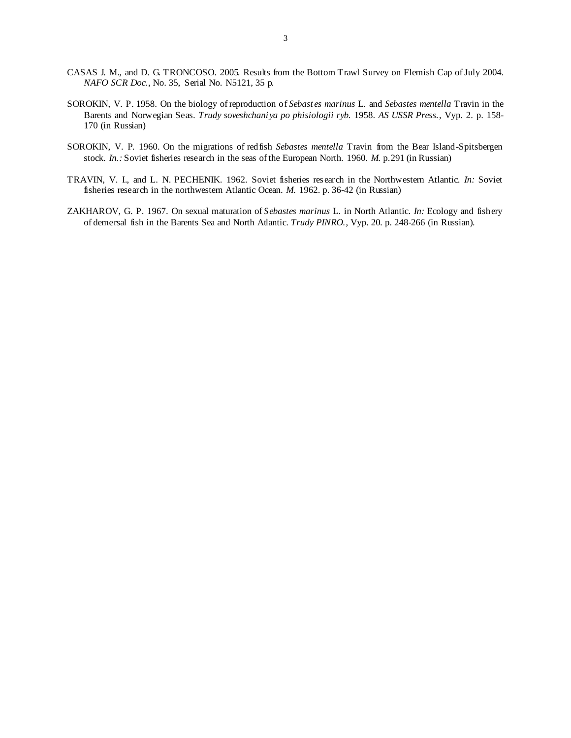CASAS J. M., and D. G. TRONCOSO. 2005. Results from the Bottom Trawl Survey on Flemish Cap of July 2004. *NAFO SCR Doc.*, No. 35, Serial No. N5121, 35 p.

SOROKIN, V. P. 1958. On the biology of reproduction of *Sebastes marinus* L. and *Sebastes mentella* Travin in the Barents and Norwegian Seas. *Trudy soveshchaniya po phisiologii ryb.* 1958. *AS USSR Press.*, Vyp. 2. p. 158-170 (in Russian)

SOROKIN, V. P. 1960. On the migrations of redfish *Sebastes mentella* Travin from the Bear Island-Spitsbergen stock. *In.:* Soviet fisheries research in the seas of the European North. 1960. *M.* p.291 (in Russian)

TRAVIN, V. I., and L. N. PECHENIK. 1962. Soviet fisheries research in the Northwestern Atlantic. *In:* Soviet fisheries research in the northwestern Atlantic Ocean. *M.* 1962. p. 36-42 (in Russian)

ZAKHAROV, G. P. 1967. On sexual maturation of *Sebastes marinus* L. in North Atlantic. *In:* Ecology and fishery of demersal fish in the Barents Sea and North Atlantic. *Trudy PINRO.*, Vyp. 20. p. 248-266 (in Russian).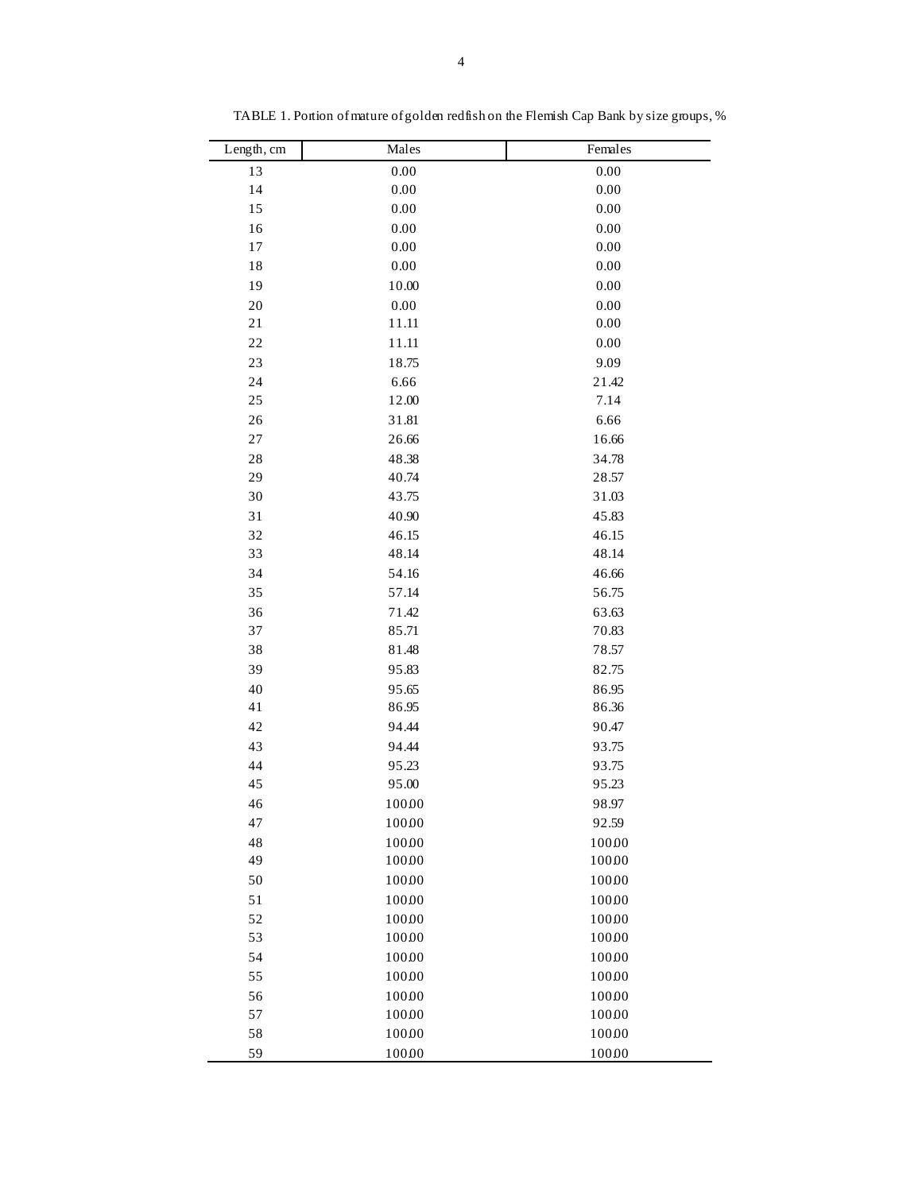TABLE 1. Portion of mature of golden redfish on the Flemish Cap Bank by size groups, %

| Length, cm | Males | Females |
|---|---|---|
| 13 | 0.00 | 0.00 |
| 14 | 0.00 | 0.00 |
| 15 | 0.00 | 0.00 |
| 16 | 0.00 | 0.00 |
| 17 | 0.00 | 0.00 |
| 18 | 0.00 | 0.00 |
| 19 | 10.00 | 0.00 |
| 20 | 0.00 | 0.00 |
| 21 | 11.11 | 0.00 |
| 22 | 11.11 | 0.00 |
| 23 | 18.75 | 9.09 |
| 24 | 6.66 | 21.42 |
| 25 | 12.00 | 7.14 |
| 26 | 31.81 | 6.66 |
| 27 | 26.66 | 16.66 |
| 28 | 48.38 | 34.78 |
| 29 | 40.74 | 28.57 |
| 30 | 43.75 | 31.03 |
| 31 | 40.90 | 45.83 |
| 32 | 46.15 | 46.15 |
| 33 | 48.14 | 48.14 |
| 34 | 54.16 | 46.66 |
| 35 | 57.14 | 56.75 |
| 36 | 71.42 | 63.63 |
| 37 | 85.71 | 70.83 |
| 38 | 81.48 | 78.57 |
| 39 | 95.83 | 82.75 |
| 40 | 95.65 | 86.95 |
| 41 | 86.95 | 86.36 |
| 42 | 94.44 | 90.47 |
| 43 | 94.44 | 93.75 |
| 44 | 95.23 | 93.75 |
| 45 | 95.00 | 95.23 |
| 46 | 100.00 | 98.97 |
| 47 | 100.00 | 92.59 |
| 48 | 100.00 | 100.00 |
| 49 | 100.00 | 100.00 |
| 50 | 100.00 | 100.00 |
| 51 | 100.00 | 100.00 |
| 52 | 100.00 | 100.00 |
| 53 | 100.00 | 100.00 |
| 54 | 100.00 | 100.00 |
| 55 | 100.00 | 100.00 |
| 56 | 100.00 | 100.00 |
| 57 | 100.00 | 100.00 |
| 58 | 100.00 | 100.00 |
| 59 | 100.00 | 100.00 |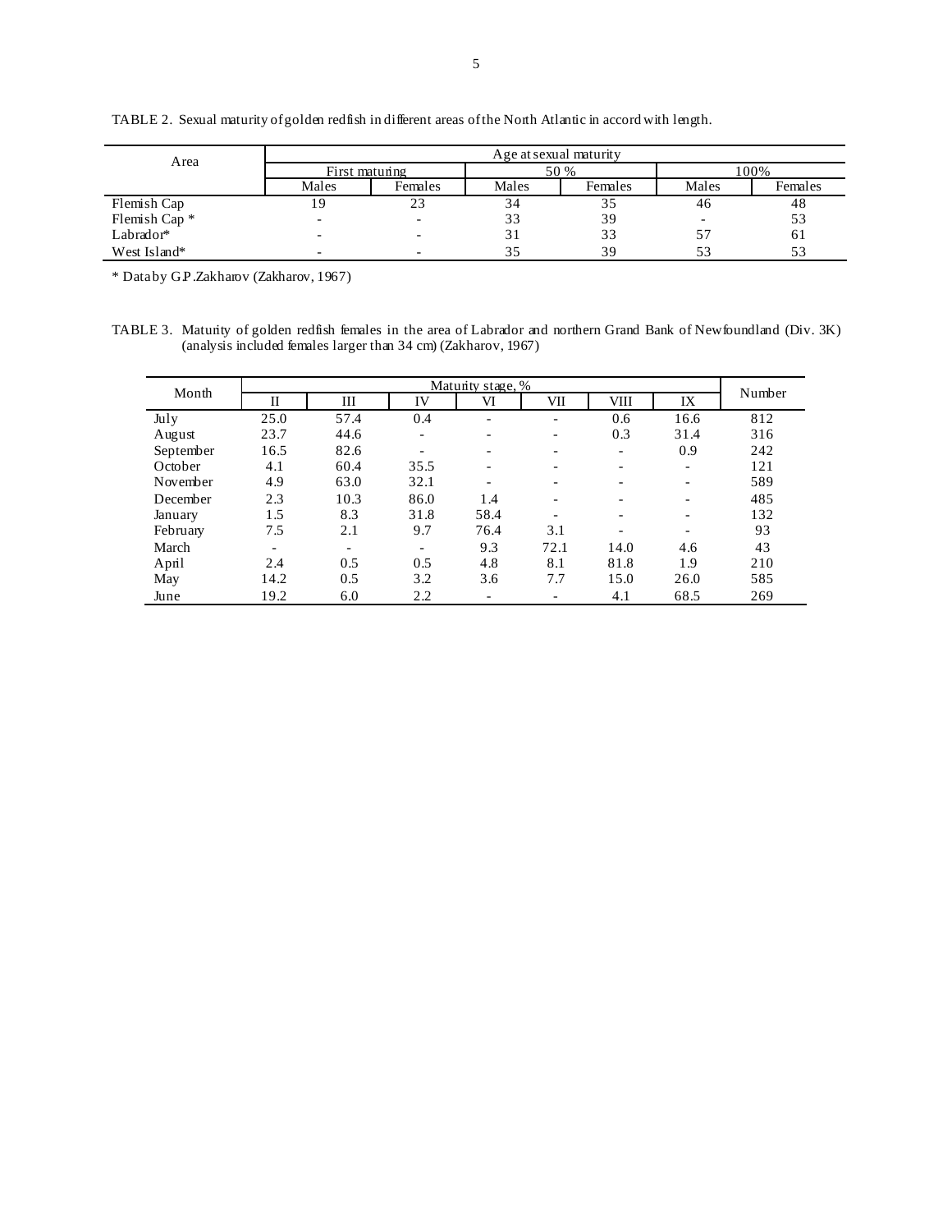TABLE 2. Sexual maturity of golden redfish in different areas of the North Atlantic in accord with length.

| Area | Age at sexual maturity | | | | | |
|---|---|---|---|---|---|---|
| | First maturing | | 50 % | | 100% | |
| | Males | Females | Males | Females | Males | Females |
| Flemish Cap | 19 | 23 | 34 | 35 | 46 | 48 |
| Flemish Cap * | - | - | 33 | 39 | - | 53 |
| Labrador* | - | - | 31 | 33 | 57 | 61 |
| West Island* | - | - | 35 | 39 | 53 | 53 |

* Data by G.P.Zakharov (Zakharov, 1967)

TABLE 3. Maturity of golden redfish females in the area of Labrador and northern Grand Bank of Newfoundland (Div. 3K) (analysis included females larger than 34 cm) (Zakharov, 1967)

| Month | Maturity stage, % | | | | | | | Number |
|---|---|---|---|---|---|---|---|---|
| | II | III | IV | VI | VII | VIII | IX | |
| July | 25.0 | 57.4 | 0.4 | - | - | 0.6 | 16.6 | 812 |
| August | 23.7 | 44.6 | - | - | - | 0.3 | 31.4 | 316 |
| September | 16.5 | 82.6 | - | - | - | - | 0.9 | 242 |
| October | 4.1 | 60.4 | 35.5 | - | - | - | - | 121 |
| November | 4.9 | 63.0 | 32.1 | - | - | - | - | 589 |
| December | 2.3 | 10.3 | 86.0 | 1.4 | - | - | - | 485 |
| January | 1.5 | 8.3 | 31.8 | 58.4 | - | - | - | 132 |
| February | 7.5 | 2.1 | 9.7 | 76.4 | 3.1 | - | - | 93 |
| March | - | - | - | 9.3 | 72.1 | 14.0 | 4.6 | 43 |
| April | 2.4 | 0.5 | 0.5 | 4.8 | 8.1 | 81.8 | 1.9 | 210 |
| May | 14.2 | 0.5 | 3.2 | 3.6 | 7.7 | 15.0 | 26.0 | 585 |
| June | 19.2 | 6.0 | 2.2 | - | - | 4.1 | 68.5 | 269 |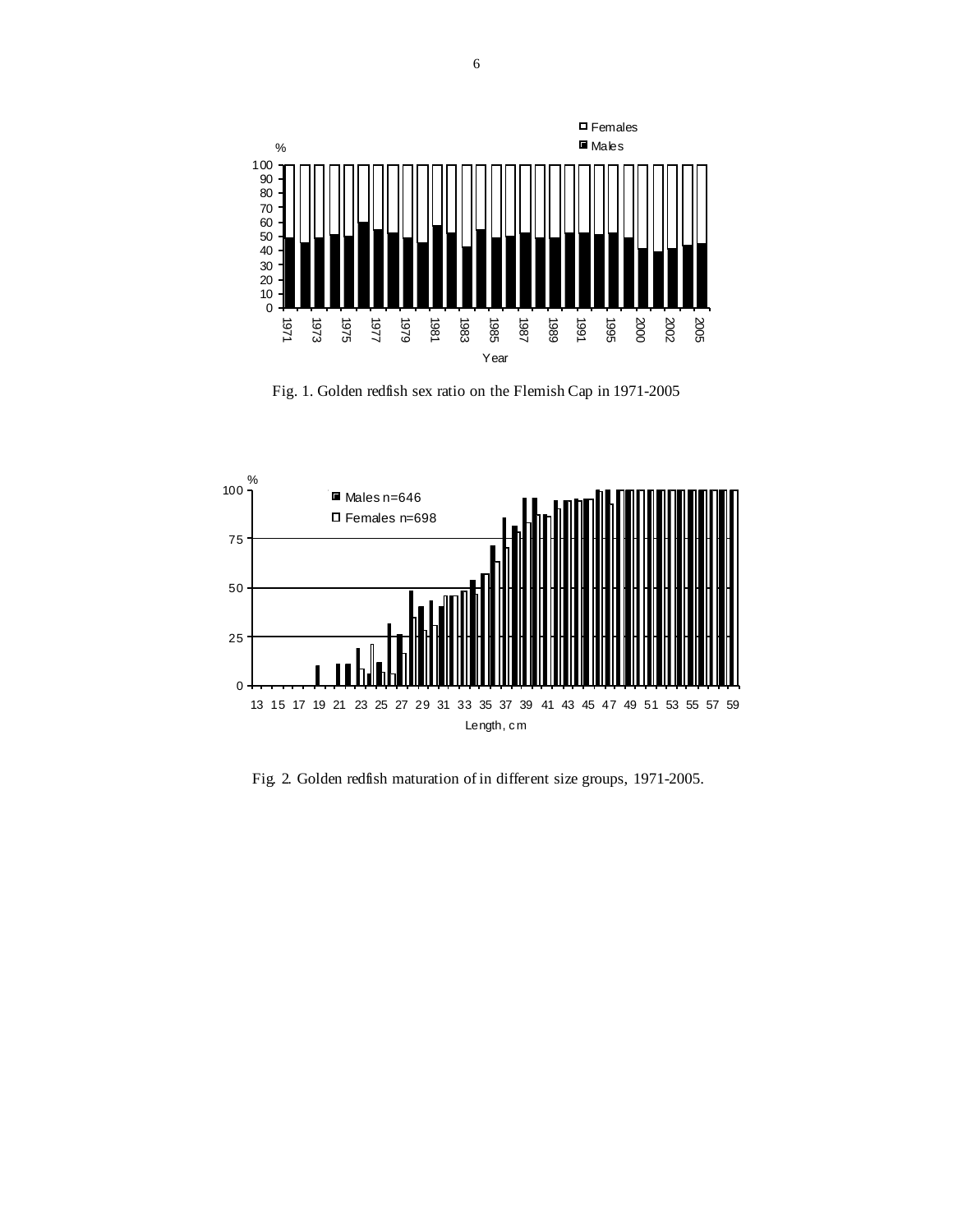Fig. 1. Golden redfish sex ratio on the Flemish Cap in 1971-2005

Fig. 2. Golden redfish maturation of in different size groups, 1971-2005.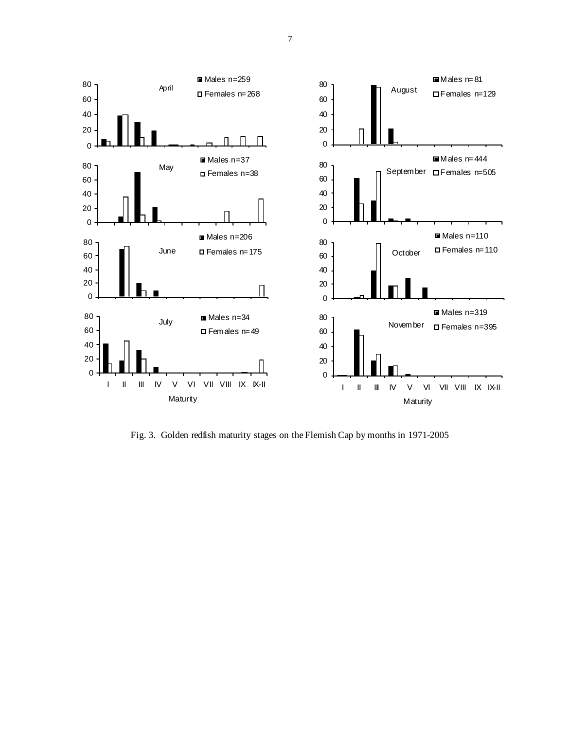April

Males n=259

Females n=268

80
60
40
20
0

May

Males n=37

Females n=38

80
60
40
20
0

June

Males n=206

Females n=175

80
60
40
20
0

July

Males n=34

Females n=49

80
60
40
20
0

I II III IV V VI VII VIII IX IX-II

Maturity

August

Males n=81

Females n=129

80
60
40
20
0

September

Males n=444

Females n=505

80
60
40
20
0

October

Males n=110

Females n=110

80
60
40
20
0

November

Males n=319

Females n=395

80
60
40
20
0

I II III IV V VI VII VIII IX IX-II

Maturity

Fig. 3. Golden redfish maturity stages on the Flemish Cap by months in 1971-2005